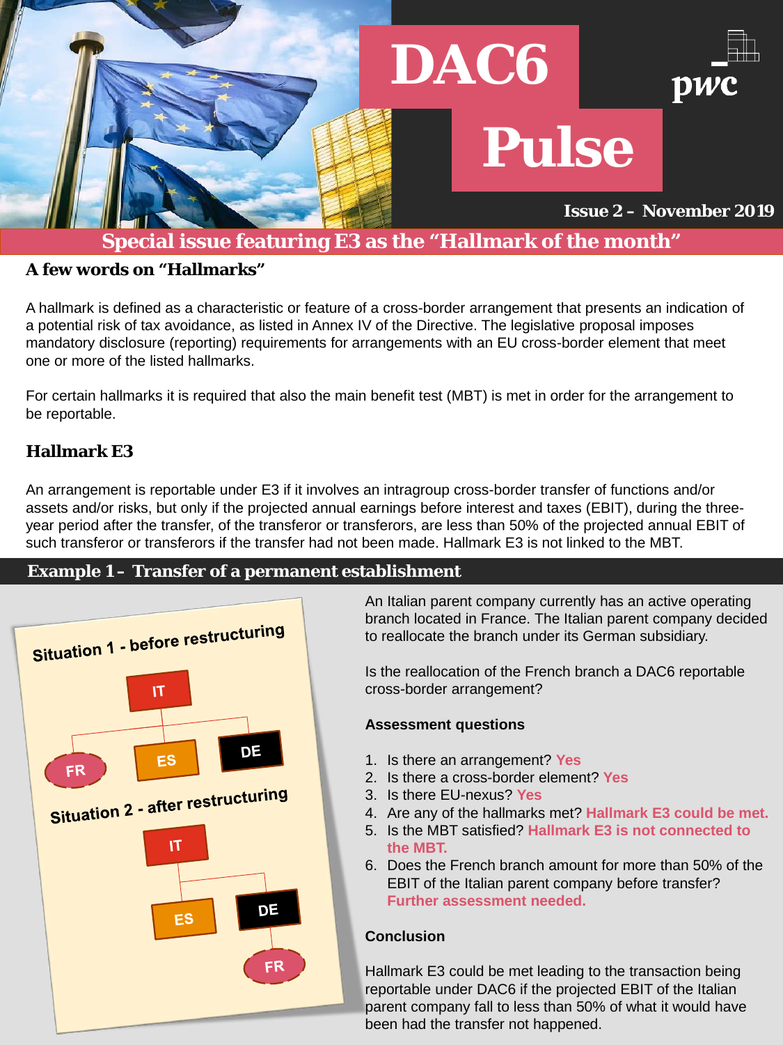# DAC6 Pulse

**Issue 2 – November 2019**

## Special issue featuring E3 as the "Hallmark of the month"

### A few words on "Hallmarks"

A hallmark is defined as a characteristic or feature of a cross-border arrangement that presents an indication of a potential risk of tax avoidance, as listed in Annex IV of the Directive. The legislative proposal imposes mandatory disclosure (reporting) requirements for arrangements with an EU cross-border element that meet one or more of the listed hallmarks.

For certain hallmarks it is required that also the main benefit test (MBT) is met in order for the arrangement to be reportable.

### Hallmark E3

An arrangement is reportable under E3 if it involves an intragroup cross-border transfer of functions and/or assets and/or risks, but only if the projected annual earnings before interest and taxes (EBIT), during the three-year period after the transfer, of the transferor or transferors, are less than 50% of the projected annual EBIT of such transferor or transferors if the transfer had not been made. Hallmark E3 is not linked to the MBT.

## Example 1 – Transfer of a permanent establishment

**Situation 1 - before restructuring**

IT → FR, ES, DE

**Situation 2 - after restructuring**

IT → ES, DE; DE → FR

An Italian parent company currently has an active operating branch located in France. The Italian parent company decided to reallocate the branch under its German subsidiary.

Is the reallocation of the French branch a DAC6 reportable cross-border arrangement?

**Assessment questions**

1. Is there an arrangement? **Yes**
2. Is there a cross-border element? **Yes**
3. Is there EU-nexus? **Yes**
4. Are any of the hallmarks met? **Hallmark E3 could be met.**
5. Is the MBT satisfied? **Hallmark E3 is not connected to the MBT.**
6. Does the French branch amount for more than 50% of the EBIT of the Italian parent company before transfer? **Further assessment needed.**

**Conclusion**

Hallmark E3 could be met leading to the transaction being reportable under DAC6 if the projected EBIT of the Italian parent company fall to less than 50% of what it would have been had the transfer not happened.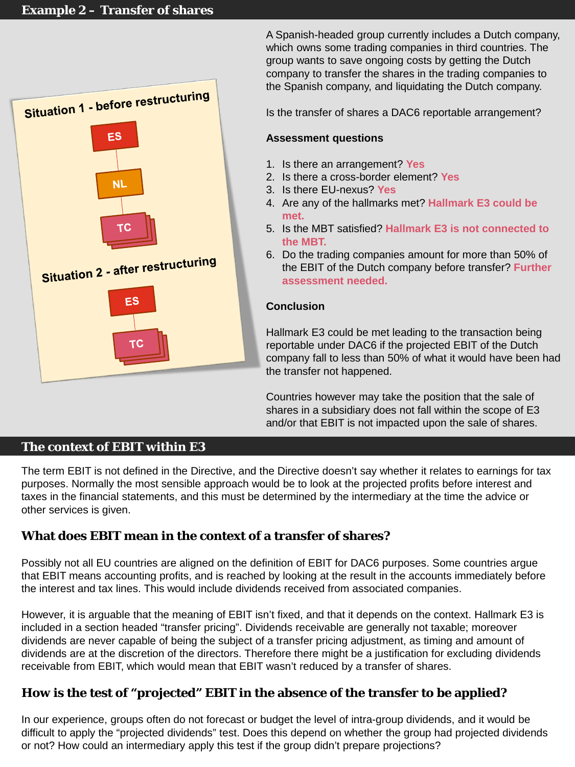## Example 2 – Transfer of shares

Situation 1 - before restructuring

ES

NL

TC

Situation 2 - after restructuring

ES

TC

A Spanish-headed group currently includes a Dutch company, which owns some trading companies in third countries. The group wants to save ongoing costs by getting the Dutch company to transfer the shares in the trading companies to the Spanish company, and liquidating the Dutch company.

Is the transfer of shares a DAC6 reportable arrangement?

**Assessment questions**

1. Is there an arrangement? **Yes**
2. Is there a cross-border element? **Yes**
3. Is there EU-nexus? **Yes**
4. Are any of the hallmarks met? **Hallmark E3 could be met.**
5. Is the MBT satisfied? **Hallmark E3 is not connected to the MBT.**
6. Do the trading companies amount for more than 50% of the EBIT of the Dutch company before transfer? **Further assessment needed.**

**Conclusion**

Hallmark E3 could be met leading to the transaction being reportable under DAC6 if the projected EBIT of the Dutch company fall to less than 50% of what it would have been had the transfer not happened.

Countries however may take the position that the sale of shares in a subsidiary does not fall within the scope of E3 and/or that EBIT is not impacted upon the sale of shares.

## The context of EBIT within E3

The term EBIT is not defined in the Directive, and the Directive doesn't say whether it relates to earnings for tax purposes. Normally the most sensible approach would be to look at the projected profits before interest and taxes in the financial statements, and this must be determined by the intermediary at the time the advice or other services is given.

### What does EBIT mean in the context of a transfer of shares?

Possibly not all EU countries are aligned on the definition of EBIT for DAC6 purposes. Some countries argue that EBIT means accounting profits, and is reached by looking at the result in the accounts immediately before the interest and tax lines. This would include dividends received from associated companies.

However, it is arguable that the meaning of EBIT isn't fixed, and that it depends on the context. Hallmark E3 is included in a section headed "transfer pricing". Dividends receivable are generally not taxable; moreover dividends are never capable of being the subject of a transfer pricing adjustment, as timing and amount of dividends are at the discretion of the directors. Therefore there might be a justification for excluding dividends receivable from EBIT, which would mean that EBIT wasn't reduced by a transfer of shares.

### How is the test of "projected" EBIT in the absence of the transfer to be applied?

In our experience, groups often do not forecast or budget the level of intra-group dividends, and it would be difficult to apply the "projected dividends" test. Does this depend on whether the group had projected dividends or not? How could an intermediary apply this test if the group didn't prepare projections?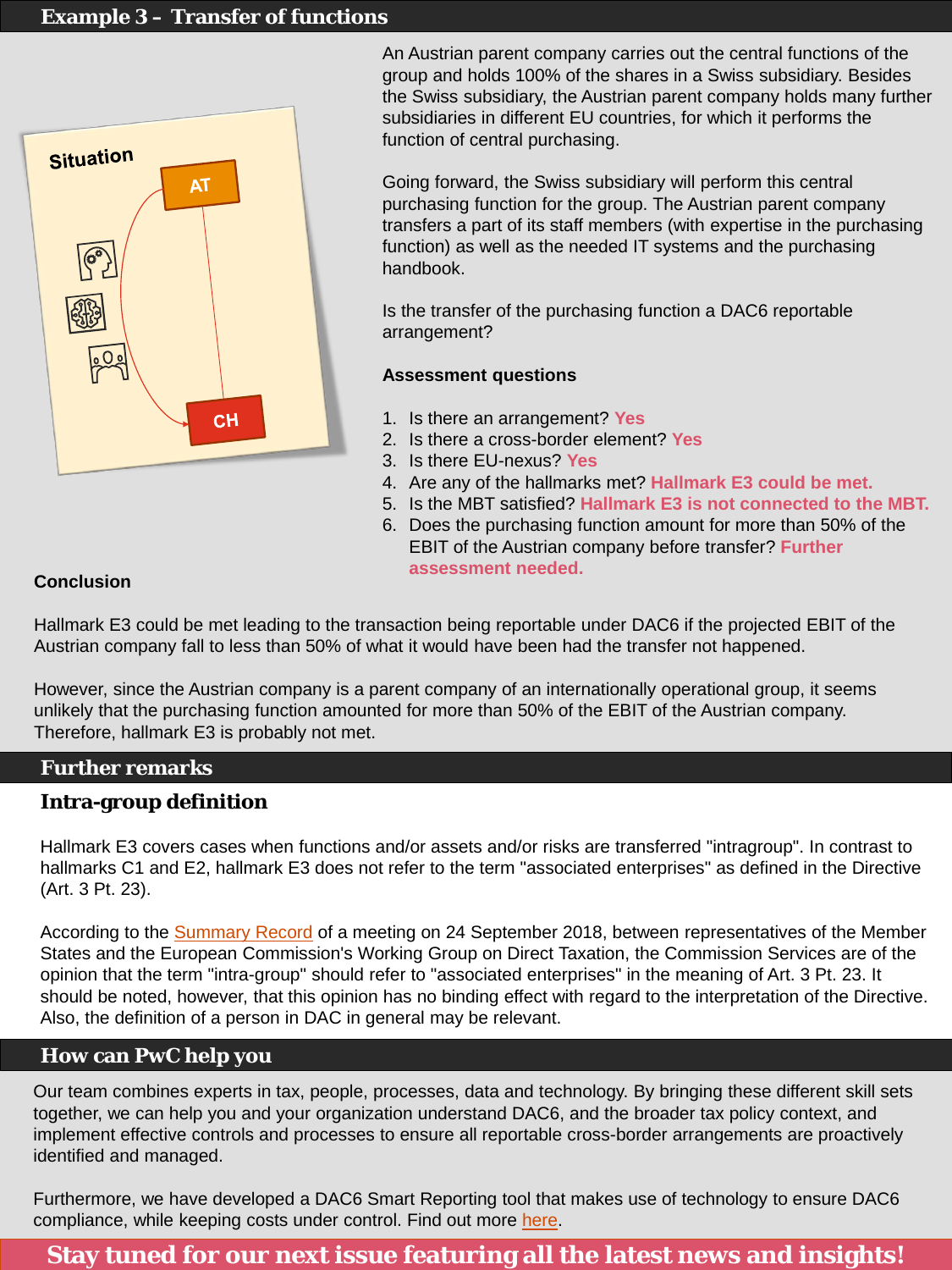## Example 3 – Transfer of functions

Situation

AT

CH

An Austrian parent company carries out the central functions of the group and holds 100% of the shares in a Swiss subsidiary. Besides the Swiss subsidiary, the Austrian parent company holds many further subsidiaries in different EU countries, for which it performs the function of central purchasing.

Going forward, the Swiss subsidiary will perform this central purchasing function for the group. The Austrian parent company transfers a part of its staff members (with expertise in the purchasing function) as well as the needed IT systems and the purchasing handbook.

Is the transfer of the purchasing function a DAC6 reportable arrangement?

**Assessment questions**

1. Is there an arrangement? **Yes**
2. Is there a cross-border element? **Yes**
3. Is there EU-nexus? **Yes**
4. Are any of the hallmarks met? **Hallmark E3 could be met.**
5. Is the MBT satisfied? **Hallmark E3 is not connected to the MBT.**
6. Does the purchasing function amount for more than 50% of the EBIT of the Austrian company before transfer? **Further assessment needed.**

**Conclusion**

Hallmark E3 could be met leading to the transaction being reportable under DAC6 if the projected EBIT of the Austrian company fall to less than 50% of what it would have been had the transfer not happened.

However, since the Austrian company is a parent company of an internationally operational group, it seems unlikely that the purchasing function amounted for more than 50% of the EBIT of the Austrian company. Therefore, hallmark E3 is probably not met.

## Further remarks

### Intra-group definition

Hallmark E3 covers cases when functions and/or assets and/or risks are transferred "intragroup". In contrast to hallmarks C1 and E2, hallmark E3 does not refer to the term "associated enterprises" as defined in the Directive (Art. 3 Pt. 23).

According to the Summary Record of a meeting on 24 September 2018, between representatives of the Member States and the European Commission's Working Group on Direct Taxation, the Commission Services are of the opinion that the term "intra-group" should refer to "associated enterprises" in the meaning of Art. 3 Pt. 23. It should be noted, however, that this opinion has no binding effect with regard to the interpretation of the Directive. Also, the definition of a person in DAC in general may be relevant.

## How can PwC help you

Our team combines experts in tax, people, processes, data and technology. By bringing these different skill sets together, we can help you and your organization understand DAC6, and the broader tax policy context, and implement effective controls and processes to ensure all reportable cross-border arrangements are proactively identified and managed.

Furthermore, we have developed a DAC6 Smart Reporting tool that makes use of technology to ensure DAC6 compliance, while keeping costs under control. Find out more here.

**Stay tuned for our next issue featuring all the latest news and insights!**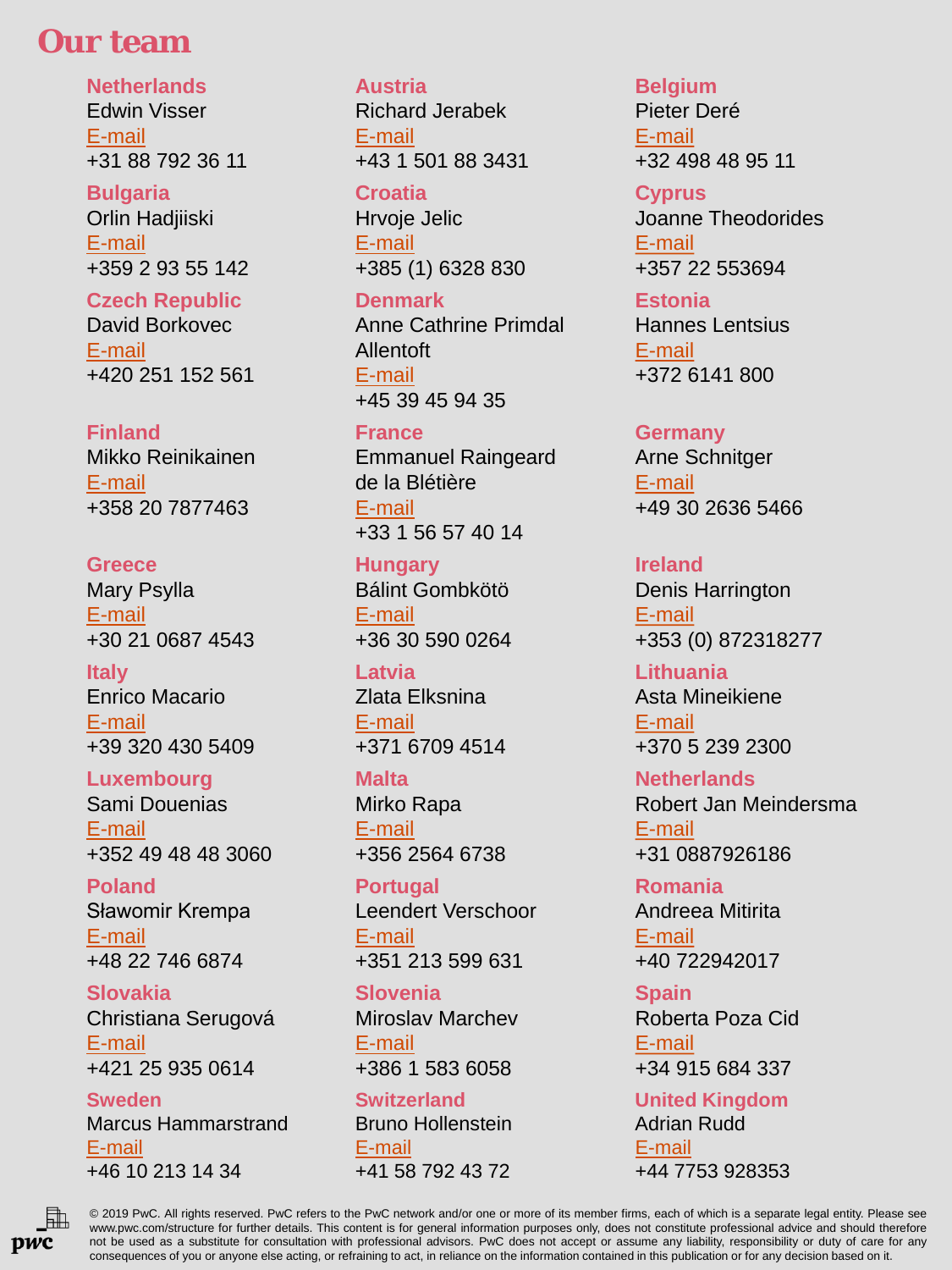# Our team

**Netherlands**
Edwin Visser
E-mail
+31 88 792 36 11

**Austria**
Richard Jerabek
E-mail
+43 1 501 88 3431

**Belgium**
Pieter Deré
E-mail
+32 498 48 95 11

**Bulgaria**
Orlin Hadjiiski
E-mail
+359 2 93 55 142

**Croatia**
Hrvoje Jelic
E-mail
+385 (1) 6328 830

**Cyprus**
Joanne Theodorides
E-mail
+357 22 553694

**Czech Republic**
David Borkovec
E-mail
+420 251 152 561

**Denmark**
Anne Cathrine Primdal Allentoft
E-mail
+45 39 45 94 35

**Estonia**
Hannes Lentsius
E-mail
+372 6141 800

**Finland**
Mikko Reinikainen
E-mail
+358 20 7877463

**France**
Emmanuel Raingeard de la Blétière
E-mail
+33 1 56 57 40 14

**Germany**
Arne Schnitger
E-mail
+49 30 2636 5466

**Greece**
Mary Psylla
E-mail
+30 21 0687 4543

**Hungary**
Bálint Gombkötö
E-mail
+36 30 590 0264

**Ireland**
Denis Harrington
E-mail
+353 (0) 872318277

**Italy**
Enrico Macario
E-mail
+39 320 430 5409

**Latvia**
Zlata Elksnina
E-mail
+371 6709 4514

**Lithuania**
Asta Mineikiene
E-mail
+370 5 239 2300

**Luxembourg**
Sami Douenias
E-mail
+352 49 48 48 3060

**Malta**
Mirko Rapa
E-mail
+356 2564 6738

**Netherlands**
Robert Jan Meindersma
E-mail
+31 0887926186

**Poland**
Sławomir Krempa
E-mail
+48 22 746 6874

**Portugal**
Leendert Verschoor
E-mail
+351 213 599 631

**Romania**
Andreea Mitirita
E-mail
+40 722942017

**Slovakia**
Christiana Serugová
E-mail
+421 25 935 0614

**Slovenia**
Miroslav Marchev
E-mail
+386 1 583 6058

**Spain**
Roberta Poza Cid
E-mail
+34 915 684 337

**Sweden**
Marcus Hammarstrand
E-mail
+46 10 213 14 34

**Switzerland**
Bruno Hollenstein
E-mail
+41 58 792 43 72

**United Kingdom**
Adrian Rudd
E-mail
+44 7753 928353

© 2019 PwC. All rights reserved. PwC refers to the PwC network and/or one or more of its member firms, each of which is a separate legal entity. Please see www.pwc.com/structure for further details. This content is for general information purposes only, does not constitute professional advice and should therefore not be used as a substitute for consultation with professional advisors. PwC does not accept or assume any liability, responsibility or duty of care for any consequences of you or anyone else acting, or refraining to act, in reliance on the information contained in this publication or for any decision based on it.